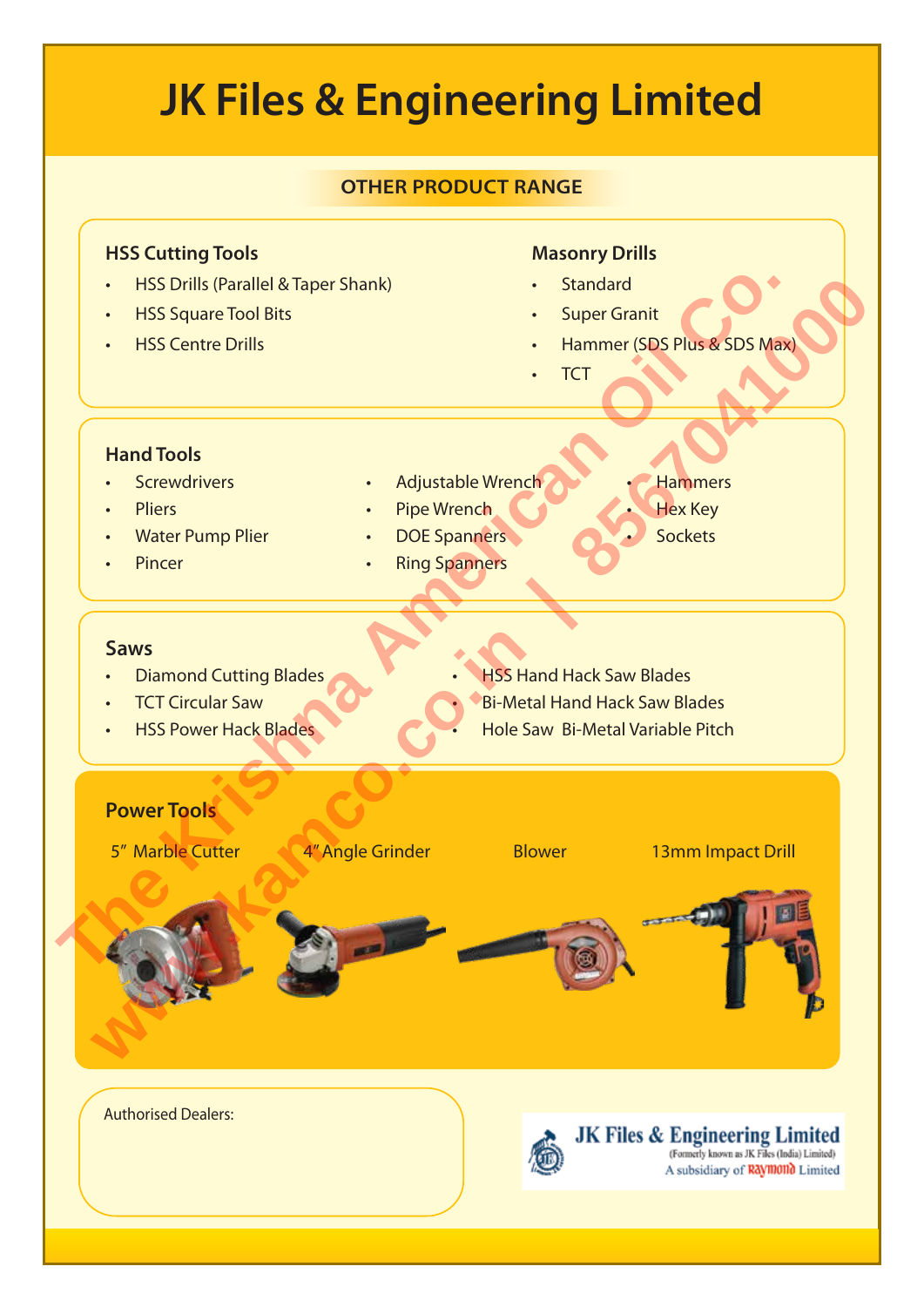# JK Files & Engineering Limited

## OTHER PRODUCT RANGE

### HSS Cutting Tools

- HSS Drills (Parallel & Taper Shank)
- HSS Square Tool Bits
- HSS Centre Drills

### Masonry Drills

- Standard
- Super Granit
- Hammer (SDS Plus & SDS Max)
- TCT

### Hand Tools

- Screwdrivers
- Pliers
- Water Pump Plier
- Pincer
- Adjustable Wrench
- Pipe Wrench
- DOE Spanners
- Ring Spanners
- Hammers
- Hex Key
- Sockets

### Saws

- Diamond Cutting Blades
- TCT Circular Saw
- HSS Power Hack Blades
- HSS Hand Hack Saw Blades
- Bi-Metal Hand Hack Saw Blades
- Hole Saw Bi-Metal Variable Pitch

### Power Tools

5" Marble Cutter | 4" Angle Grinder | Blower | 13mm Impact Drill

Authorised Dealers:

**JK Files & Engineering Limited**
(Formerly known as JK Files (India) Limited)
A subsidiary of Raymond Limited

The Krishna American Oil Co. | 8567041000
www.kamco.co.in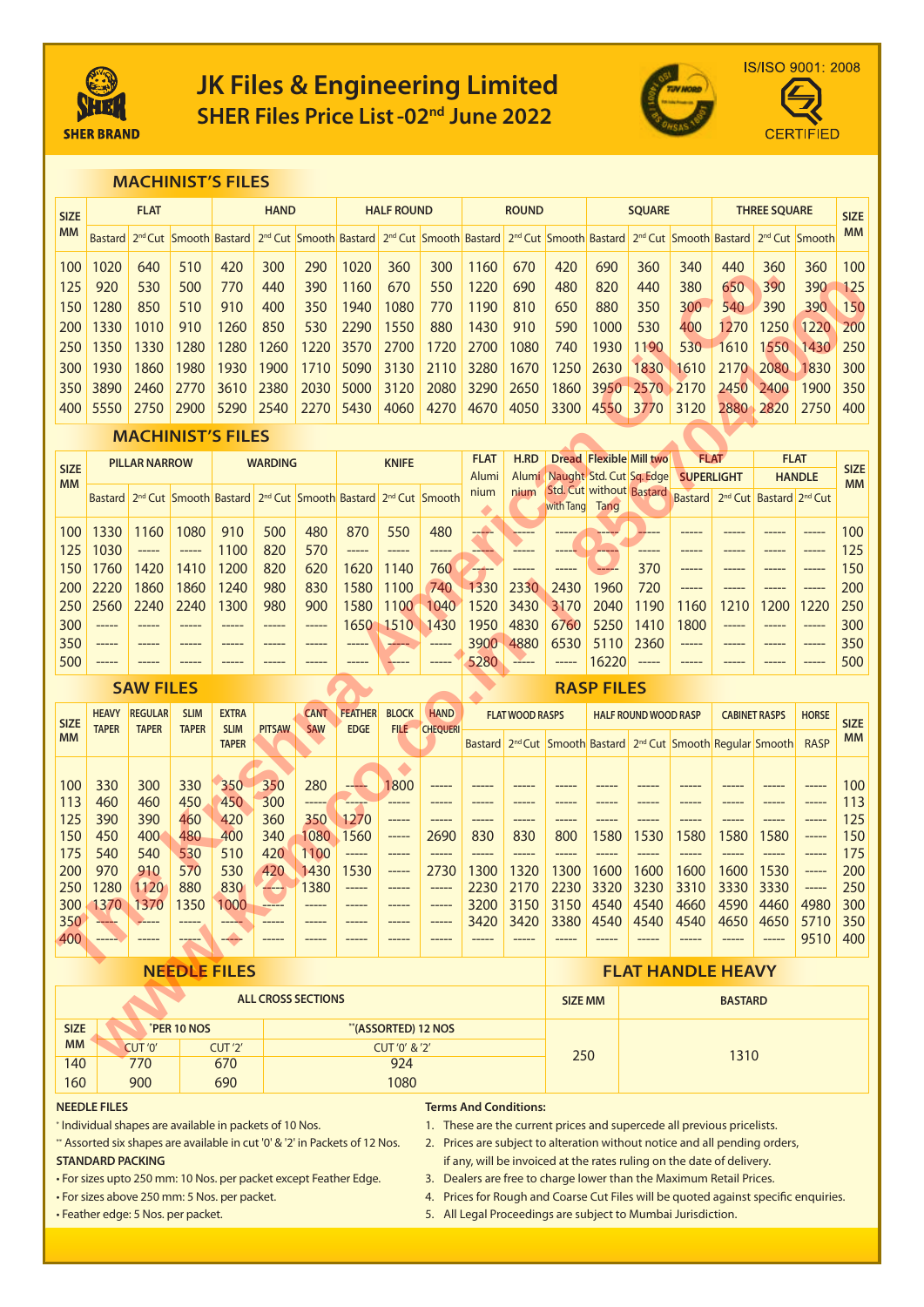# JK Files & Engineering Limited

## SHER Files Price List -02nd June 2022

SHER BRAND

IS/ISO 9001: 2008 CERTIFIED

### MACHINIST'S FILES

| SIZE MM | FLAT | | | HAND | | | HALF ROUND | | | ROUND | | | SQUARE | | | THREE SQUARE | | | SIZE MM |
|---|---|---|---|---|---|---|---|---|---|---|---|---|---|---|---|---|---|---|---|
| | Bastard | 2nd Cut | Smooth | Bastard | 2nd Cut | Smooth | Bastard | 2nd Cut | Smooth | Bastard | 2nd Cut | Smooth | Bastard | 2nd Cut | Smooth | Bastard | 2nd Cut | Smooth | |
| 100 | 1020 | 640 | 510 | 420 | 300 | 290 | 1020 | 360 | 300 | 1160 | 670 | 420 | 690 | 360 | 340 | 440 | 360 | 360 | 100 |
| 125 | 920 | 530 | 500 | 770 | 440 | 390 | 1160 | 670 | 550 | 1220 | 690 | 480 | 820 | 440 | 380 | 650 | 390 | 390 | 125 |
| 150 | 1280 | 850 | 510 | 910 | 400 | 350 | 1940 | 1080 | 770 | 1190 | 810 | 650 | 880 | 350 | 300 | 540 | 390 | 390 | 150 |
| 200 | 1330 | 1010 | 910 | 1260 | 850 | 530 | 2290 | 1550 | 880 | 1430 | 910 | 590 | 1000 | 530 | 400 | 1270 | 1250 | 1220 | 200 |
| 250 | 1350 | 1330 | 1280 | 1280 | 1260 | 1220 | 3570 | 2700 | 1720 | 2700 | 1080 | 740 | 1930 | 1190 | 530 | 1610 | 1550 | 1430 | 250 |
| 300 | 1930 | 1860 | 1980 | 1930 | 1900 | 1710 | 5090 | 3130 | 2110 | 3280 | 1670 | 1250 | 2630 | 1830 | 1610 | 2170 | 2080 | 1830 | 300 |
| 350 | 3890 | 2460 | 2770 | 3610 | 2380 | 2030 | 5000 | 3120 | 2080 | 3290 | 2650 | 1860 | 3950 | 2570 | 2170 | 2450 | 2400 | 1900 | 350 |
| 400 | 5550 | 2750 | 2900 | 5290 | 2540 | 2270 | 5430 | 4060 | 4270 | 4670 | 4050 | 3300 | 4550 | 3770 | 3120 | 2880 | 2820 | 2750 | 400 |

### MACHINIST'S FILES

| SIZE MM | PILLAR NARROW | | | WARDING | | | KNIFE | | | FLAT Aluminium | H.RD Aluminium | Dread Naught Std. Cut with Tang | Flexible Std. Cut without Tang | Mill two Sq. Edge Bastard | FLAT SUPERLIGHT | | FLAT HANDLE | | SIZE MM |
|---|---|---|---|---|---|---|---|---|---|---|---|---|---|---|---|---|---|---|---|
| | Bastard | 2nd Cut | Smooth | Bastard | 2nd Cut | Smooth | Bastard | 2nd Cut | Smooth | | | | | | Bastard | 2nd Cut | Bastard | 2nd Cut | |
| 100 | 1330 | 1160 | 1080 | 910 | 500 | 480 | 870 | 550 | 480 | ----- | ----- | ----- | ----- | ----- | ----- | ----- | ----- | ----- | 100 |
| 125 | 1030 | ----- | ----- | 1100 | 820 | 570 | ----- | ----- | ----- | ----- | ----- | ----- | ----- | ----- | ----- | ----- | ----- | ----- | 125 |
| 150 | 1760 | 1420 | 1410 | 1200 | 820 | 620 | 1620 | 1140 | 760 | ----- | ----- | ----- | ----- | 370 | ----- | ----- | ----- | ----- | 150 |
| 200 | 2220 | 1860 | 1860 | 1240 | 980 | 830 | 1580 | 1100 | 740 | 1330 | 2330 | 2430 | 1960 | 720 | ----- | ----- | ----- | ----- | 200 |
| 250 | 2560 | 2240 | 2240 | 1300 | 980 | 900 | 1580 | 1100 | 1040 | 1520 | 3430 | 3170 | 2040 | 1190 | 1160 | 1210 | 1200 | 1220 | 250 |
| 300 | ----- | ----- | ----- | ----- | ----- | ----- | 1650 | 1510 | 1430 | 1950 | 4830 | 6760 | 5250 | 1410 | 1800 | ----- | ----- | ----- | 300 |
| 350 | ----- | ----- | ----- | ----- | ----- | ----- | ----- | ----- | ----- | 3900 | 4880 | 6530 | 5110 | 2360 | ----- | ----- | ----- | ----- | 350 |
| 500 | ----- | ----- | ----- | ----- | ----- | ----- | ----- | ----- | ----- | 5280 | ----- | ----- | 16220 | ----- | ----- | ----- | ----- | ----- | 500 |

### SAW FILES / RASP FILES

| SIZE MM | HEAVY TAPER | REGULAR TAPER | SLIM TAPER | EXTRA SLIM TAPER | PITSAW | CANT SAW | FEATHER EDGE | BLOCK FILE | HAND CHEQUERI | FLAT WOOD RASPS | | | HALF ROUND WOOD RASP | | | CABINET RASPS | | HORSE RASP | SIZE MM |
|---|---|---|---|---|---|---|---|---|---|---|---|---|---|---|---|---|---|---|---|
| | | | | | | | | | | Bastard | 2nd Cut | Smooth | Bastard | 2nd Cut | Smooth | Regular | Smooth | | |
| 100 | 330 | 300 | 330 | 350 | 350 | 280 | ----- | 1800 | ----- | ----- | ----- | ----- | ----- | ----- | ----- | ----- | ----- | ----- | 100 |
| 113 | 460 | 460 | 450 | 450 | 300 | ----- | ----- | ----- | ----- | ----- | ----- | ----- | ----- | ----- | ----- | ----- | ----- | ----- | 113 |
| 125 | 390 | 390 | 460 | 420 | 360 | 350 | 1270 | ----- | ----- | ----- | ----- | ----- | ----- | ----- | ----- | ----- | ----- | ----- | 125 |
| 150 | 450 | 400 | 480 | 400 | 340 | 1080 | 1560 | ----- | 2690 | 830 | 830 | 800 | 1580 | 1530 | 1580 | 1580 | 1580 | ----- | 150 |
| 175 | 540 | 540 | 530 | 510 | 420 | 1100 | ----- | ----- | ----- | ----- | ----- | ----- | ----- | ----- | ----- | ----- | ----- | ----- | 175 |
| 200 | 970 | 910 | 570 | 530 | 420 | 1430 | 1530 | ----- | 2730 | 1300 | 1320 | 1300 | 1600 | 1600 | 1600 | 1600 | 1530 | ----- | 200 |
| 250 | 1280 | 1120 | 880 | 830 | ----- | 1380 | ----- | ----- | ----- | 2230 | 2170 | 2230 | 3320 | 3230 | 3310 | 3330 | 3330 | ----- | 250 |
| 300 | 1370 | 1370 | 1350 | 1000 | ----- | ----- | ----- | ----- | ----- | 3200 | 3150 | 3150 | 4540 | 4540 | 4660 | 4590 | 4460 | 4980 | 300 |
| 350 | ----- | ----- | ----- | ----- | ----- | ----- | ----- | ----- | ----- | 3420 | 3420 | 3380 | 4540 | 4540 | 4540 | 4650 | 4650 | 5710 | 350 |
| 400 | ----- | ----- | ----- | ----- | ----- | ----- | ----- | ----- | ----- | ----- | ----- | ----- | ----- | ----- | ----- | ----- | ----- | 9510 | 400 |

### NEEDLE FILES

| ALL CROSS SECTIONS | | | |
|---|---|---|---|
| SIZE MM | *PER 10 NOS | | **(ASSORTED) 12 NOS |
| | CUT '0' | CUT '2' | CUT '0' & '2' |
| 140 | 770 | 670 | 924 |
| 160 | 900 | 690 | 1080 |

### FLAT HANDLE HEAVY

| SIZE MM | BASTARD |
|---|---|
| 250 | 1310 |

**NEEDLE FILES**

* Individual shapes are available in packets of 10 Nos.

** Assorted six shapes are available in cut '0' & '2' in Packets of 12 Nos.

**STANDARD PACKING**

- For sizes upto 250 mm: 10 Nos. per packet except Feather Edge.
- For sizes above 250 mm: 5 Nos. per packet.
- Feather edge: 5 Nos. per packet.

**Terms And Conditions:**

1. These are the current prices and supercede all previous pricelists.
2. Prices are subject to alteration without notice and all pending orders, if any, will be invoiced at the rates ruling on the date of delivery.
3. Dealers are free to charge lower than the Maximum Retail Prices.
4. Prices for Rough and Coarse Cut Files will be quoted against specific enquiries.
5. All Legal Proceedings are subject to Mumbai Jurisdiction.